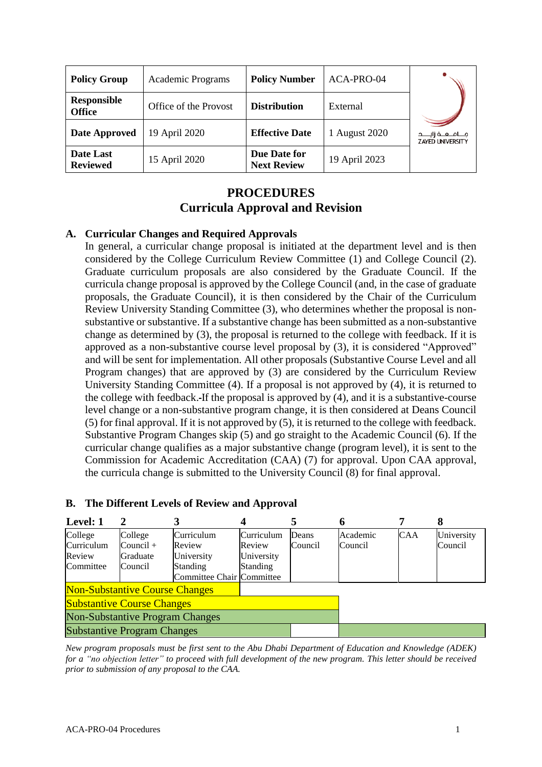| Policy Group | Academic Programs | Policy Number | ACA-PRO-04 |
|---|---|---|---|
| Responsible Office | Office of the Provost | Distribution | External |
| Date Approved | 19 April 2020 | Effective Date | 1 August 2020 |
| Date Last Reviewed | 15 April 2020 | Due Date for Next Review | 19 April 2023 |

# PROCEDURES
# Curricula Approval and Revision

## A. Curricular Changes and Required Approvals

In general, a curricular change proposal is initiated at the department level and is then considered by the College Curriculum Review Committee (1) and College Council (2). Graduate curriculum proposals are also considered by the Graduate Council. If the curricula change proposal is approved by the College Council (and, in the case of graduate proposals, the Graduate Council), it is then considered by the Chair of the Curriculum Review University Standing Committee (3), who determines whether the proposal is non-substantive or substantive. If a substantive change has been submitted as a non-substantive change as determined by (3), the proposal is returned to the college with feedback. If it is approved as a non-substantive course level proposal by (3), it is considered "Approved" and will be sent for implementation. All other proposals (Substantive Course Level and all Program changes) that are approved by (3) are considered by the Curriculum Review University Standing Committee (4). If a proposal is not approved by (4), it is returned to the college with feedback.-If the proposal is approved by (4), and it is a substantive-course level change or a non-substantive program change, it is then considered at Deans Council (5) for final approval. If it is not approved by (5), it is returned to the college with feedback. Substantive Program Changes skip (5) and go straight to the Academic Council (6). If the curricular change qualifies as a major substantive change (program level), it is sent to the Commission for Academic Accreditation (CAA) (7) for approval. Upon CAA approval, the curricula change is submitted to the University Council (8) for final approval.

## B. The Different Levels of Review and Approval

| Level: 1 | 2 | 3 | 4 | 5 | 6 | 7 | 8 |
|---|---|---|---|---|---|---|---|
| College Curriculum Review Committee | College Council + Graduate Council | Curriculum Review University Standing Committee Chair | Curriculum Review University Standing Committee | Deans Council | Academic Council | CAA | University Council |
| Non-Substantive Course Changes (Levels 1–3) | | | | | | | |
| Substantive Course Changes (Levels 1–5) | | | | | | | |
| Non-Substantive Program Changes (Levels 1–5) | | | | | | | |
| Substantive Program Changes (Levels 1–4, 6–8) | | | | | | | |

*New program proposals must be first sent to the Abu Dhabi Department of Education and Knowledge (ADEK) for a "no objection letter" to proceed with full development of the new program. This letter should be received prior to submission of any proposal to the CAA.*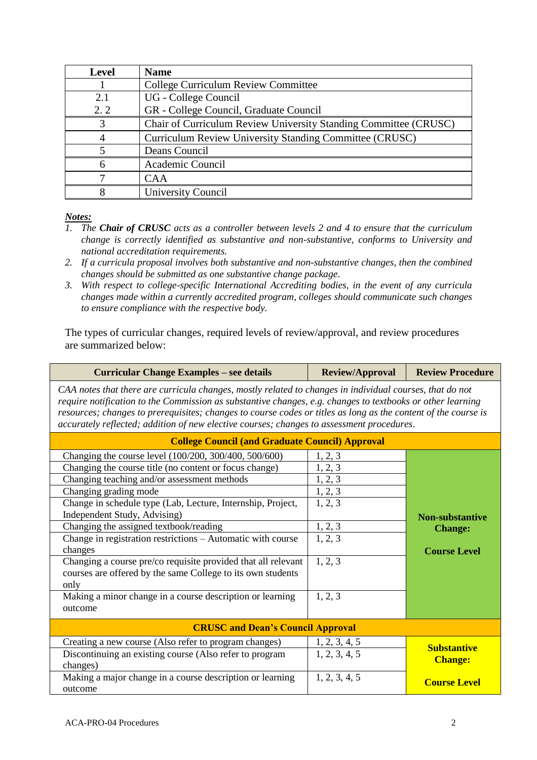| Level | Name |
|---|---|
| 1 | College Curriculum Review Committee |
| 2.1<br>2. 2 | UG - College Council<br>GR - College Council, Graduate Council |
| 3 | Chair of Curriculum Review University Standing Committee (CRUSC) |
| 4 | Curriculum Review University Standing Committee (CRUSC) |
| 5 | Deans Council |
| 6 | Academic Council |
| 7 | CAA |
| 8 | University Council |

***Notes:***

1. *The **Chair of CRUSC** acts as a controller between levels 2 and 4 to ensure that the curriculum change is correctly identified as substantive and non-substantive, conforms to University and national accreditation requirements.*
2. *If a curricula proposal involves both substantive and non-substantive changes, then the combined changes should be submitted as one substantive change package.*
3. *With respect to college-specific International Accrediting bodies, in the event of any curricula changes made within a currently accredited program, colleges should communicate such changes to ensure compliance with the respective body.*

The types of curricular changes, required levels of review/approval, and review procedures are summarized below:

| Curricular Change Examples – see details | Review/Approval | Review Procedure |
|---|---|---|
| *CAA notes that there are curricula changes, mostly related to changes in individual courses, that do not require notification to the Commission as substantive changes, e.g. changes to textbooks or other learning resources; changes to prerequisites; changes to course codes or titles as long as the content of the course is accurately reflected; addition of new elective courses; changes to assessment procedures.* | | |
| **College Council (and Graduate Council) Approval** | | |
| Changing the course level (100/200, 300/400, 500/600) | 1, 2, 3 | **Non-substantive Change:**<br><br>**Course Level** |
| Changing the course title (no content or focus change) | 1, 2, 3 | |
| Changing teaching and/or assessment methods | 1, 2, 3 | |
| Changing grading mode | 1, 2, 3 | |
| Change in schedule type (Lab, Lecture, Internship, Project, Independent Study, Advising) | 1, 2, 3 | |
| Changing the assigned textbook/reading | 1, 2, 3 | |
| Change in registration restrictions – Automatic with course changes | 1, 2, 3 | |
| Changing a course pre/co requisite provided that all relevant courses are offered by the same College to its own students only | 1, 2, 3 | |
| Making a minor change in a course description or learning outcome | 1, 2, 3 | |
| **CRUSC and Dean's Council Approval** | | |
| Creating a new course (Also refer to program changes) | 1, 2, 3, 4, 5 | **Substantive Change:**<br><br>**Course Level** |
| Discontinuing an existing course (Also refer to program changes) | 1, 2, 3, 4, 5 | |
| Making a major change in a course description or learning outcome | 1, 2, 3, 4, 5 | |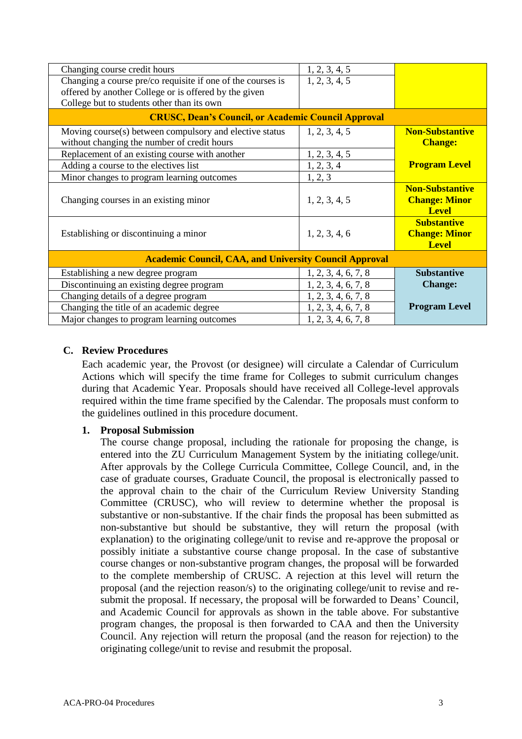| | | |
|---|---|---|
| Changing course credit hours | 1, 2, 3, 4, 5 | |
| Changing a course pre/co requisite if one of the courses is offered by another College or is offered by the given College but to students other than its own | 1, 2, 3, 4, 5 | |
| **CRUSC, Dean's Council, or Academic Council Approval** | | |
| Moving course(s) between compulsory and elective status without changing the number of credit hours | 1, 2, 3, 4, 5 | **Non-Substantive Change:** |
| Replacement of an existing course with another | 1, 2, 3, 4, 5 | |
| Adding a course to the electives list | 1, 2, 3, 4 | **Program Level** |
| Minor changes to program learning outcomes | 1, 2, 3 | |
| Changing courses in an existing minor | 1, 2, 3, 4, 5 | **Non-Substantive Change: Minor Level** |
| Establishing or discontinuing a minor | 1, 2, 3, 4, 6 | **Substantive Change: Minor Level** |
| **Academic Council, CAA, and University Council Approval** | | |
| Establishing a new degree program | 1, 2, 3, 4, 6, 7, 8 | **Substantive Change:** |
| Discontinuing an existing degree program | 1, 2, 3, 4, 6, 7, 8 | |
| Changing details of a degree program | 1, 2, 3, 4, 6, 7, 8 | |
| Changing the title of an academic degree | 1, 2, 3, 4, 6, 7, 8 | **Program Level** |
| Major changes to program learning outcomes | 1, 2, 3, 4, 6, 7, 8 | |

## C. Review Procedures

Each academic year, the Provost (or designee) will circulate a Calendar of Curriculum Actions which will specify the time frame for Colleges to submit curriculum changes during that Academic Year. Proposals should have received all College-level approvals required within the time frame specified by the Calendar. The proposals must conform to the guidelines outlined in this procedure document.

### 1. Proposal Submission

The course change proposal, including the rationale for proposing the change, is entered into the ZU Curriculum Management System by the initiating college/unit. After approvals by the College Curricula Committee, College Council, and, in the case of graduate courses, Graduate Council, the proposal is electronically passed to the approval chain to the chair of the Curriculum Review University Standing Committee (CRUSC), who will review to determine whether the proposal is substantive or non-substantive. If the chair finds the proposal has been submitted as non-substantive but should be substantive, they will return the proposal (with explanation) to the originating college/unit to revise and re-approve the proposal or possibly initiate a substantive course change proposal. In the case of substantive course changes or non-substantive program changes, the proposal will be forwarded to the complete membership of CRUSC. A rejection at this level will return the proposal (and the rejection reason/s) to the originating college/unit to revise and re-submit the proposal. If necessary, the proposal will be forwarded to Deans' Council, and Academic Council for approvals as shown in the table above. For substantive program changes, the proposal is then forwarded to CAA and then the University Council. Any rejection will return the proposal (and the reason for rejection) to the originating college/unit to revise and resubmit the proposal.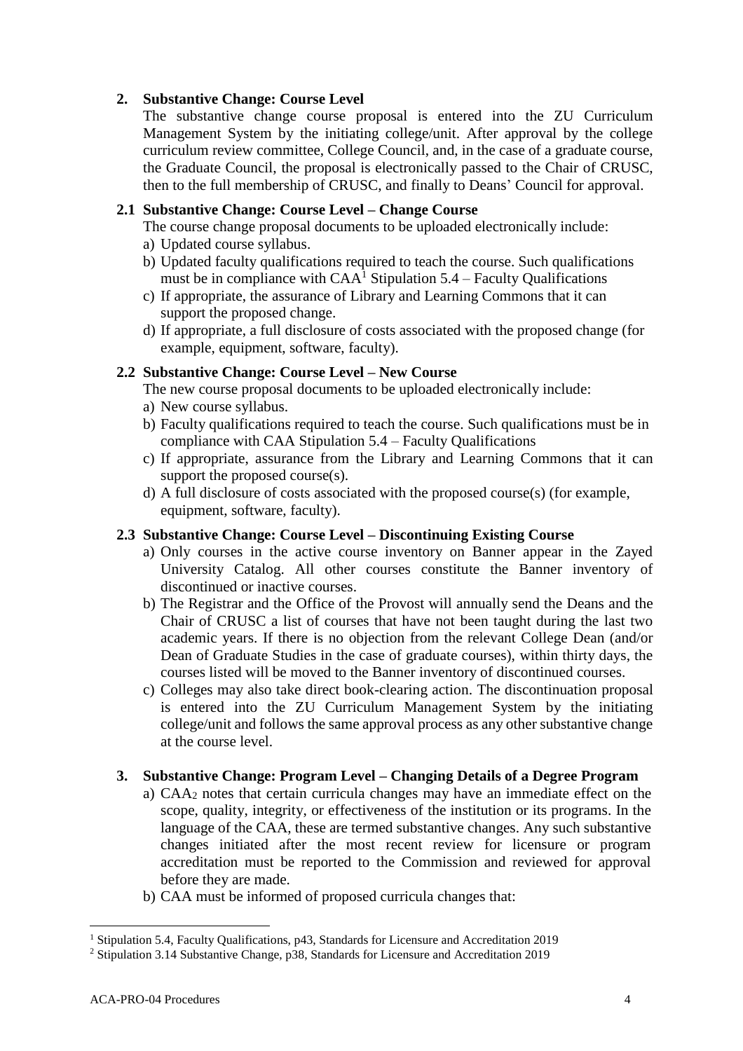## 2. Substantive Change: Course Level

The substantive change course proposal is entered into the ZU Curriculum Management System by the initiating college/unit. After approval by the college curriculum review committee, College Council, and, in the case of a graduate course, the Graduate Council, the proposal is electronically passed to the Chair of CRUSC, then to the full membership of CRUSC, and finally to Deans' Council for approval.

### 2.1 Substantive Change: Course Level – Change Course

The course change proposal documents to be uploaded electronically include:

a) Updated course syllabus.
b) Updated faculty qualifications required to teach the course. Such qualifications must be in compliance with CAA[1] Stipulation 5.4 – Faculty Qualifications
c) If appropriate, the assurance of Library and Learning Commons that it can support the proposed change.
d) If appropriate, a full disclosure of costs associated with the proposed change (for example, equipment, software, faculty).

### 2.2 Substantive Change: Course Level – New Course

The new course proposal documents to be uploaded electronically include:

a) New course syllabus.
b) Faculty qualifications required to teach the course. Such qualifications must be in compliance with CAA Stipulation 5.4 – Faculty Qualifications
c) If appropriate, assurance from the Library and Learning Commons that it can support the proposed course(s).
d) A full disclosure of costs associated with the proposed course(s) (for example, equipment, software, faculty).

### 2.3 Substantive Change: Course Level – Discontinuing Existing Course

a) Only courses in the active course inventory on Banner appear in the Zayed University Catalog. All other courses constitute the Banner inventory of discontinued or inactive courses.
b) The Registrar and the Office of the Provost will annually send the Deans and the Chair of CRUSC a list of courses that have not been taught during the last two academic years. If there is no objection from the relevant College Dean (and/or Dean of Graduate Studies in the case of graduate courses), within thirty days, the courses listed will be moved to the Banner inventory of discontinued courses.
c) Colleges may also take direct book-clearing action. The discontinuation proposal is entered into the ZU Curriculum Management System by the initiating college/unit and follows the same approval process as any other substantive change at the course level.

## 3. Substantive Change: Program Level – Changing Details of a Degree Program

a) CAA[2] notes that certain curricula changes may have an immediate effect on the scope, quality, integrity, or effectiveness of the institution or its programs. In the language of the CAA, these are termed substantive changes. Any such substantive changes initiated after the most recent review for licensure or program accreditation must be reported to the Commission and reviewed for approval before they are made.
b) CAA must be informed of proposed curricula changes that:

---

[1] Stipulation 5.4, Faculty Qualifications, p43, Standards for Licensure and Accreditation 2019

[2] Stipulation 3.14 Substantive Change, p38, Standards for Licensure and Accreditation 2019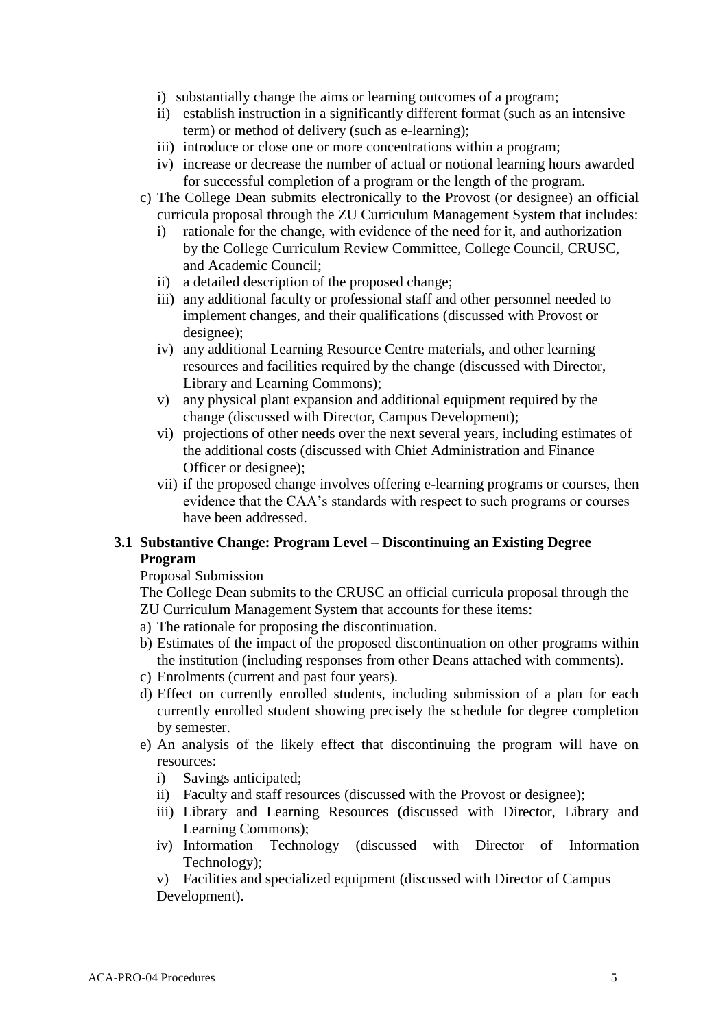i) substantially change the aims or learning outcomes of a program;
   ii) establish instruction in a significantly different format (such as an intensive term) or method of delivery (such as e-learning);
   iii) introduce or close one or more concentrations within a program;
   iv) increase or decrease the number of actual or notional learning hours awarded for successful completion of a program or the length of the program.

c) The College Dean submits electronically to the Provost (or designee) an official curricula proposal through the ZU Curriculum Management System that includes:
   i) rationale for the change, with evidence of the need for it, and authorization by the College Curriculum Review Committee, College Council, CRUSC, and Academic Council;
   ii) a detailed description of the proposed change;
   iii) any additional faculty or professional staff and other personnel needed to implement changes, and their qualifications (discussed with Provost or designee);
   iv) any additional Learning Resource Centre materials, and other learning resources and facilities required by the change (discussed with Director, Library and Learning Commons);
   v) any physical plant expansion and additional equipment required by the change (discussed with Director, Campus Development);
   vi) projections of other needs over the next several years, including estimates of the additional costs (discussed with Chief Administration and Finance Officer or designee);
   vii) if the proposed change involves offering e-learning programs or courses, then evidence that the CAA's standards with respect to such programs or courses have been addressed.

### 3.1 Substantive Change: Program Level – Discontinuing an Existing Degree Program

Proposal Submission

The College Dean submits to the CRUSC an official curricula proposal through the ZU Curriculum Management System that accounts for these items:

a) The rationale for proposing the discontinuation.
b) Estimates of the impact of the proposed discontinuation on other programs within the institution (including responses from other Deans attached with comments).
c) Enrolments (current and past four years).
d) Effect on currently enrolled students, including submission of a plan for each currently enrolled student showing precisely the schedule for degree completion by semester.
e) An analysis of the likely effect that discontinuing the program will have on resources:
   i) Savings anticipated;
   ii) Faculty and staff resources (discussed with the Provost or designee);
   iii) Library and Learning Resources (discussed with Director, Library and Learning Commons);
   iv) Information Technology (discussed with Director of Information Technology);
   v) Facilities and specialized equipment (discussed with Director of Campus Development).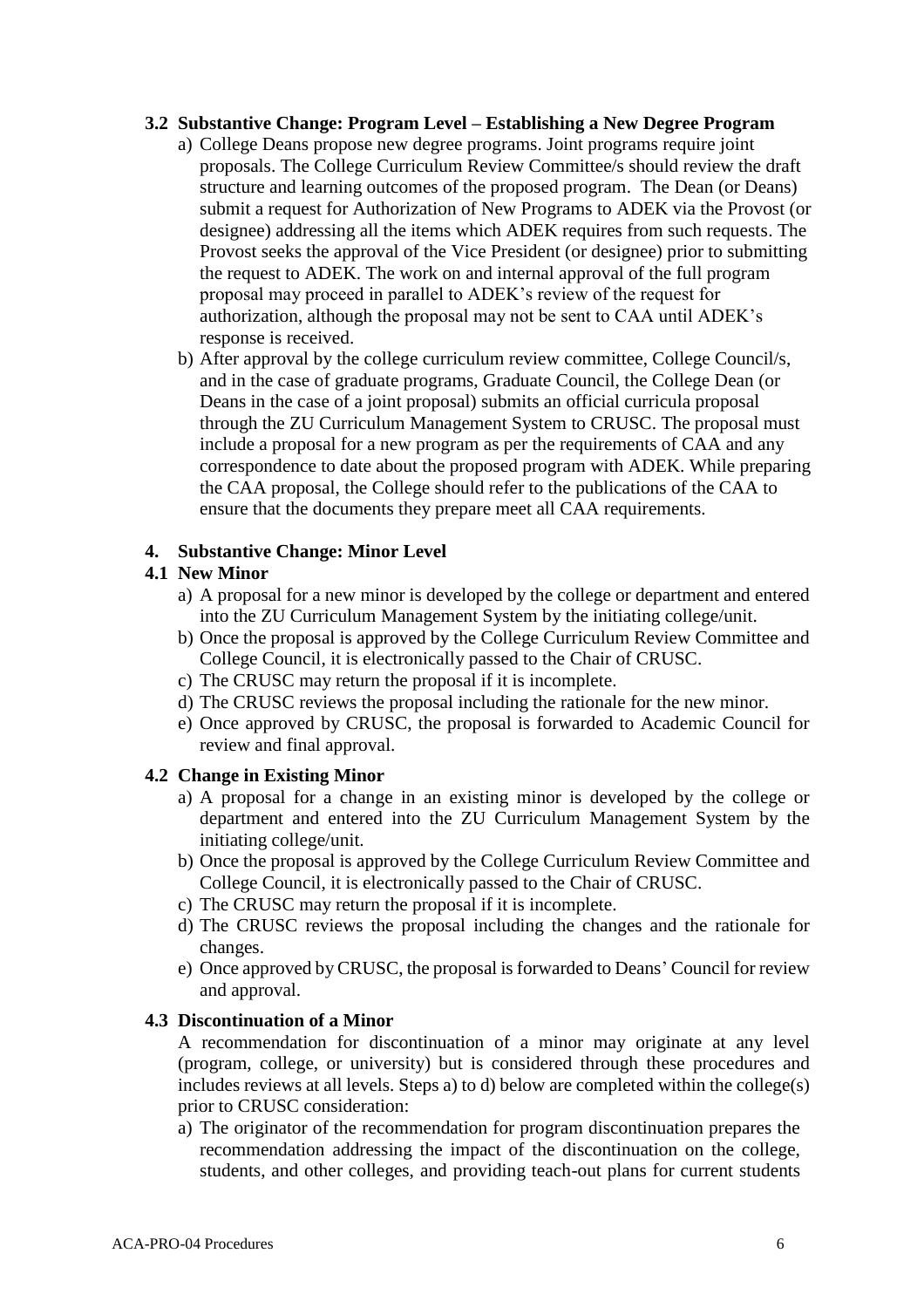### 3.2 Substantive Change: Program Level – Establishing a New Degree Program

a) College Deans propose new degree programs. Joint programs require joint proposals. The College Curriculum Review Committee/s should review the draft structure and learning outcomes of the proposed program. The Dean (or Deans) submit a request for Authorization of New Programs to ADEK via the Provost (or designee) addressing all the items which ADEK requires from such requests. The Provost seeks the approval of the Vice President (or designee) prior to submitting the request to ADEK. The work on and internal approval of the full program proposal may proceed in parallel to ADEK's review of the request for authorization, although the proposal may not be sent to CAA until ADEK's response is received.

b) After approval by the college curriculum review committee, College Council/s, and in the case of graduate programs, Graduate Council, the College Dean (or Deans in the case of a joint proposal) submits an official curricula proposal through the ZU Curriculum Management System to CRUSC. The proposal must include a proposal for a new program as per the requirements of CAA and any correspondence to date about the proposed program with ADEK. While preparing the CAA proposal, the College should refer to the publications of the CAA to ensure that the documents they prepare meet all CAA requirements.

## 4. Substantive Change: Minor Level

### 4.1 New Minor

a) A proposal for a new minor is developed by the college or department and entered into the ZU Curriculum Management System by the initiating college/unit.

b) Once the proposal is approved by the College Curriculum Review Committee and College Council, it is electronically passed to the Chair of CRUSC.

c) The CRUSC may return the proposal if it is incomplete.

d) The CRUSC reviews the proposal including the rationale for the new minor.

e) Once approved by CRUSC, the proposal is forwarded to Academic Council for review and final approval.

### 4.2 Change in Existing Minor

a) A proposal for a change in an existing minor is developed by the college or department and entered into the ZU Curriculum Management System by the initiating college/unit.

b) Once the proposal is approved by the College Curriculum Review Committee and College Council, it is electronically passed to the Chair of CRUSC.

c) The CRUSC may return the proposal if it is incomplete.

d) The CRUSC reviews the proposal including the changes and the rationale for changes.

e) Once approved by CRUSC, the proposal is forwarded to Deans' Council for review and approval.

### 4.3 Discontinuation of a Minor

A recommendation for discontinuation of a minor may originate at any level (program, college, or university) but is considered through these procedures and includes reviews at all levels. Steps a) to d) below are completed within the college(s) prior to CRUSC consideration:

a) The originator of the recommendation for program discontinuation prepares the recommendation addressing the impact of the discontinuation on the college, students, and other colleges, and providing teach-out plans for current students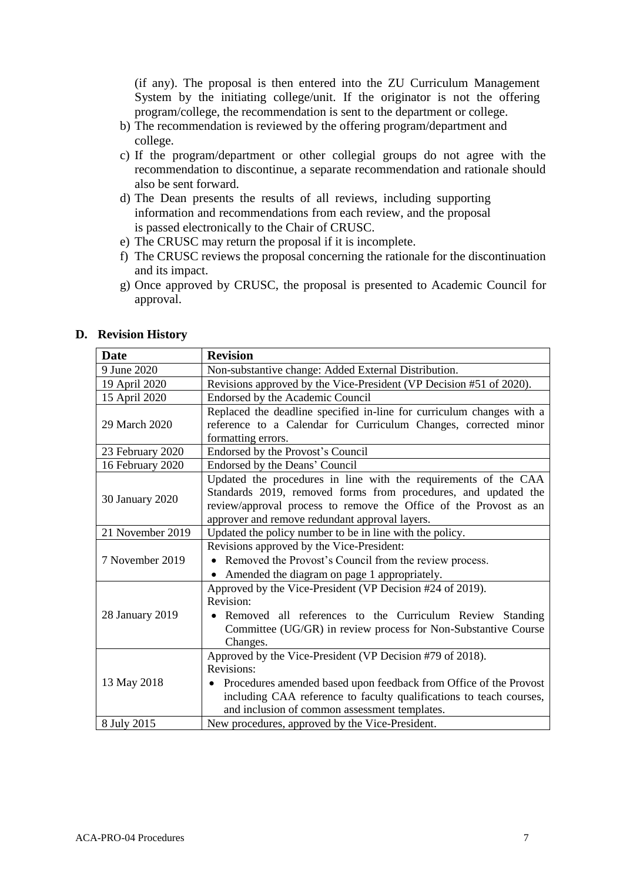(if any). The proposal is then entered into the ZU Curriculum Management System by the initiating college/unit. If the originator is not the offering program/college, the recommendation is sent to the department or college.

b) The recommendation is reviewed by the offering program/department and college.
c) If the program/department or other collegial groups do not agree with the recommendation to discontinue, a separate recommendation and rationale should also be sent forward.
d) The Dean presents the results of all reviews, including supporting information and recommendations from each review, and the proposal is passed electronically to the Chair of CRUSC.
e) The CRUSC may return the proposal if it is incomplete.
f) The CRUSC reviews the proposal concerning the rationale for the discontinuation and its impact.
g) Once approved by CRUSC, the proposal is presented to Academic Council for approval.

## D. Revision History

| Date | Revision |
|---|---|
| 9 June 2020 | Non-substantive change: Added External Distribution. |
| 19 April 2020 | Revisions approved by the Vice-President (VP Decision #51 of 2020). |
| 15 April 2020 | Endorsed by the Academic Council |
| 29 March 2020 | Replaced the deadline specified in-line for curriculum changes with a reference to a Calendar for Curriculum Changes, corrected minor formatting errors. |
| 23 February 2020 | Endorsed by the Provost's Council |
| 16 February 2020 | Endorsed by the Deans' Council |
| 30 January 2020 | Updated the procedures in line with the requirements of the CAA Standards 2019, removed forms from procedures, and updated the review/approval process to remove the Office of the Provost as an approver and remove redundant approval layers. |
| 21 November 2019 | Updated the policy number to be in line with the policy. |
| 7 November 2019 | Revisions approved by the Vice-President:<br>• Removed the Provost's Council from the review process.<br>• Amended the diagram on page 1 appropriately. |
| 28 January 2019 | Approved by the Vice-President (VP Decision #24 of 2019).<br>Revision:<br>• Removed all references to the Curriculum Review Standing Committee (UG/GR) in review process for Non-Substantive Course Changes. |
| 13 May 2018 | Approved by the Vice-President (VP Decision #79 of 2018).<br>Revisions:<br>• Procedures amended based upon feedback from Office of the Provost including CAA reference to faculty qualifications to teach courses, and inclusion of common assessment templates. |
| 8 July 2015 | New procedures, approved by the Vice-President. |